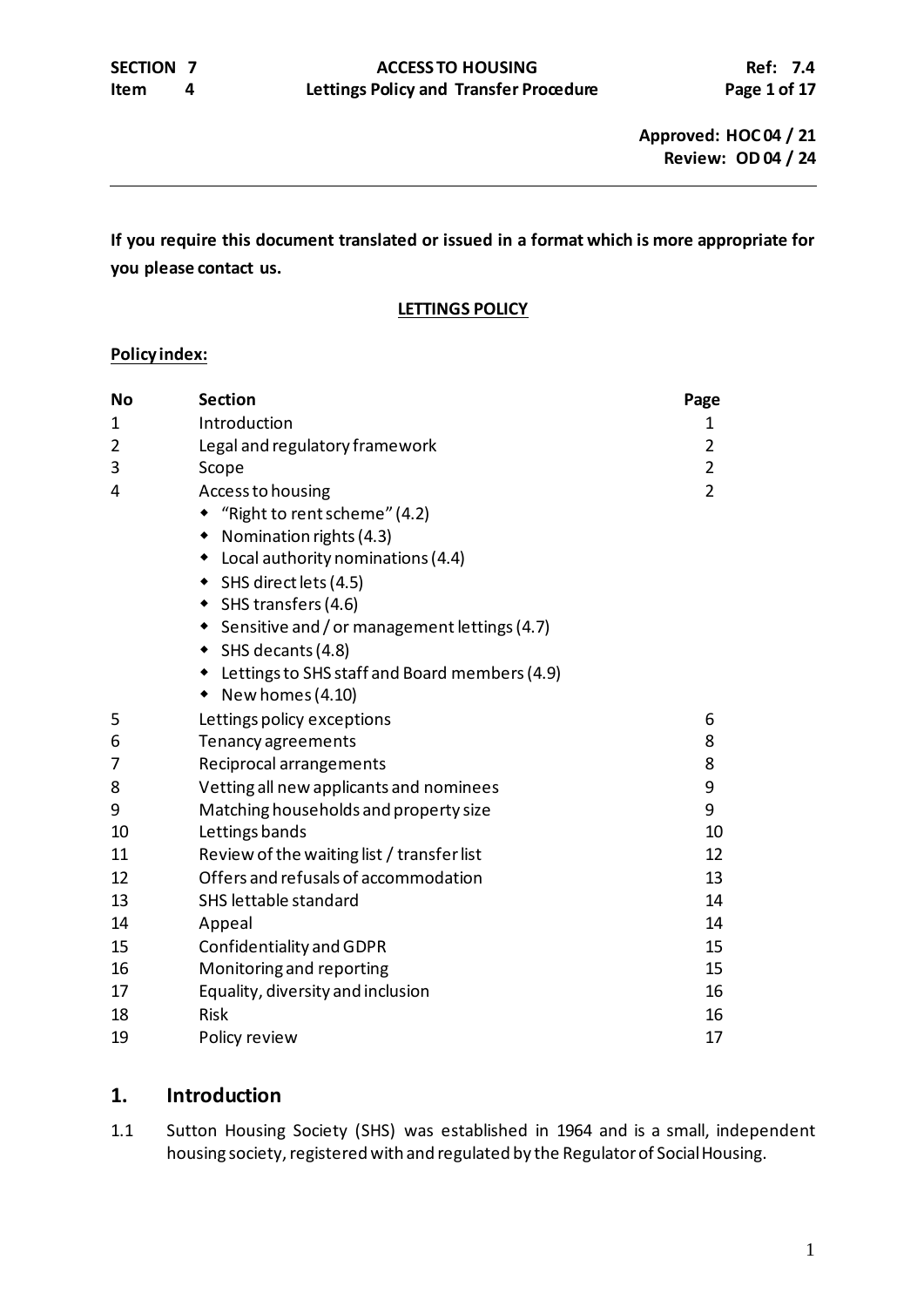Approved: HOC 04 / 21
Review: OD 04 / 24

**If you require this document translated or issued in a format which is more appropriate for you please contact us.**

## LETTINGS POLICY

**Policy index:**

| No | Section | Page |
|---|---|---|
| 1 | Introduction | 1 |
| 2 | Legal and regulatory framework | 2 |
| 3 | Scope | 2 |
| 4 | Access to housing<br>◆ "Right to rent scheme" (4.2)<br>◆ Nomination rights (4.3)<br>◆ Local authority nominations (4.4)<br>◆ SHS direct lets (4.5)<br>◆ SHS transfers (4.6)<br>◆ Sensitive and / or management lettings (4.7)<br>◆ SHS decants (4.8)<br>◆ Lettings to SHS staff and Board members (4.9)<br>◆ New homes (4.10) | 2 |
| 5 | Lettings policy exceptions | 6 |
| 6 | Tenancy agreements | 8 |
| 7 | Reciprocal arrangements | 8 |
| 8 | Vetting all new applicants and nominees | 9 |
| 9 | Matching households and property size | 9 |
| 10 | Lettings bands | 10 |
| 11 | Review of the waiting list / transfer list | 12 |
| 12 | Offers and refusals of accommodation | 13 |
| 13 | SHS lettable standard | 14 |
| 14 | Appeal | 14 |
| 15 | Confidentiality and GDPR | 15 |
| 16 | Monitoring and reporting | 15 |
| 17 | Equality, diversity and inclusion | 16 |
| 18 | Risk | 16 |
| 19 | Policy review | 17 |

## 1. Introduction

1.1 Sutton Housing Society (SHS) was established in 1964 and is a small, independent housing society, registered with and regulated by the Regulator of Social Housing.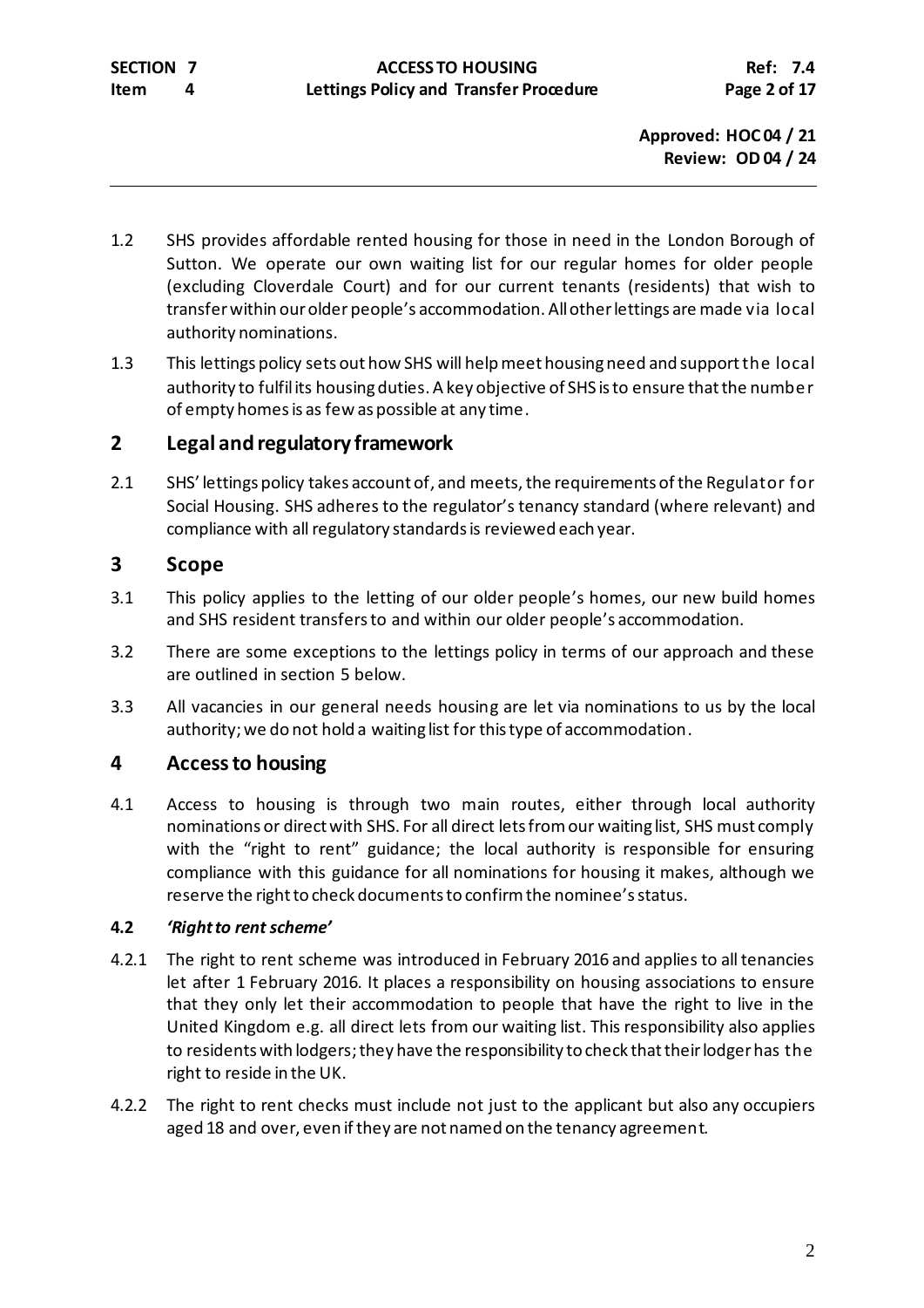1.2 SHS provides affordable rented housing for those in need in the London Borough of Sutton. We operate our own waiting list for our regular homes for older people (excluding Cloverdale Court) and for our current tenants (residents) that wish to transfer within our older people's accommodation. All other lettings are made via local authority nominations.

1.3 This lettings policy sets out how SHS will help meet housing need and support the local authority to fulfil its housing duties. A key objective of SHS is to ensure that the number of empty homes is as few as possible at any time.

## 2 Legal and regulatory framework

2.1 SHS' lettings policy takes account of, and meets, the requirements of the Regulator for Social Housing. SHS adheres to the regulator's tenancy standard (where relevant) and compliance with all regulatory standards is reviewed each year.

## 3 Scope

3.1 This policy applies to the letting of our older people's homes, our new build homes and SHS resident transfers to and within our older people's accommodation.

3.2 There are some exceptions to the lettings policy in terms of our approach and these are outlined in section 5 below.

3.3 All vacancies in our general needs housing are let via nominations to us by the local authority; we do not hold a waiting list for this type of accommodation.

## 4 Access to housing

4.1 Access to housing is through two main routes, either through local authority nominations or direct with SHS. For all direct lets from our waiting list, SHS must comply with the "right to rent" guidance; the local authority is responsible for ensuring compliance with this guidance for all nominations for housing it makes, although we reserve the right to check documents to confirm the nominee's status.

### 4.2 *'Right to rent scheme'*

4.2.1 The right to rent scheme was introduced in February 2016 and applies to all tenancies let after 1 February 2016. It places a responsibility on housing associations to ensure that they only let their accommodation to people that have the right to live in the United Kingdom e.g. all direct lets from our waiting list. This responsibility also applies to residents with lodgers; they have the responsibility to check that their lodger has the right to reside in the UK.

4.2.2 The right to rent checks must include not just to the applicant but also any occupiers aged 18 and over, even if they are not named on the tenancy agreement.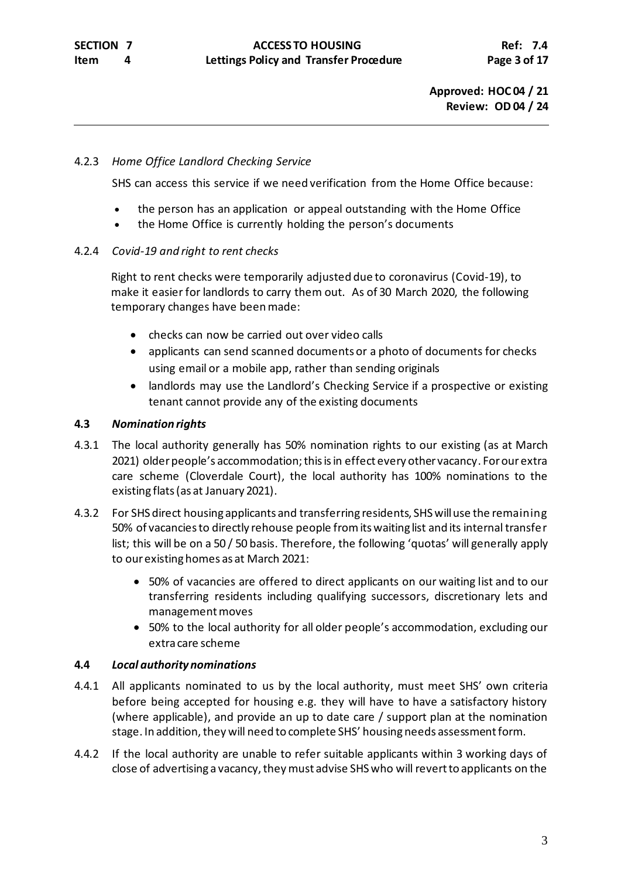4.2.3 *Home Office Landlord Checking Service*

SHS can access this service if we need verification from the Home Office because:

- the person has an application or appeal outstanding with the Home Office
- the Home Office is currently holding the person's documents

4.2.4 *Covid-19 and right to rent checks*

Right to rent checks were temporarily adjusted due to coronavirus (Covid-19), to make it easier for landlords to carry them out. As of 30 March 2020, the following temporary changes have been made:

- checks can now be carried out over video calls
- applicants can send scanned documents or a photo of documents for checks using email or a mobile app, rather than sending originals
- landlords may use the Landlord's Checking Service if a prospective or existing tenant cannot provide any of the existing documents

**4.3** ***Nomination rights***

4.3.1 The local authority generally has 50% nomination rights to our existing (as at March 2021) older people's accommodation; this is in effect every other vacancy. For our extra care scheme (Cloverdale Court), the local authority has 100% nominations to the existing flats (as at January 2021).

4.3.2 For SHS direct housing applicants and transferring residents, SHS will use the remaining 50% of vacancies to directly rehouse people from its waiting list and its internal transfer list; this will be on a 50 / 50 basis. Therefore, the following 'quotas' will generally apply to our existing homes as at March 2021:

- 50% of vacancies are offered to direct applicants on our waiting list and to our transferring residents including qualifying successors, discretionary lets and management moves
- 50% to the local authority for all older people's accommodation, excluding our extra care scheme

**4.4** ***Local authority nominations***

4.4.1 All applicants nominated to us by the local authority, must meet SHS' own criteria before being accepted for housing e.g. they will have to have a satisfactory history (where applicable), and provide an up to date care / support plan at the nomination stage. In addition, they will need to complete SHS' housing needs assessment form.

4.4.2 If the local authority are unable to refer suitable applicants within 3 working days of close of advertising a vacancy, they must advise SHS who will revert to applicants on the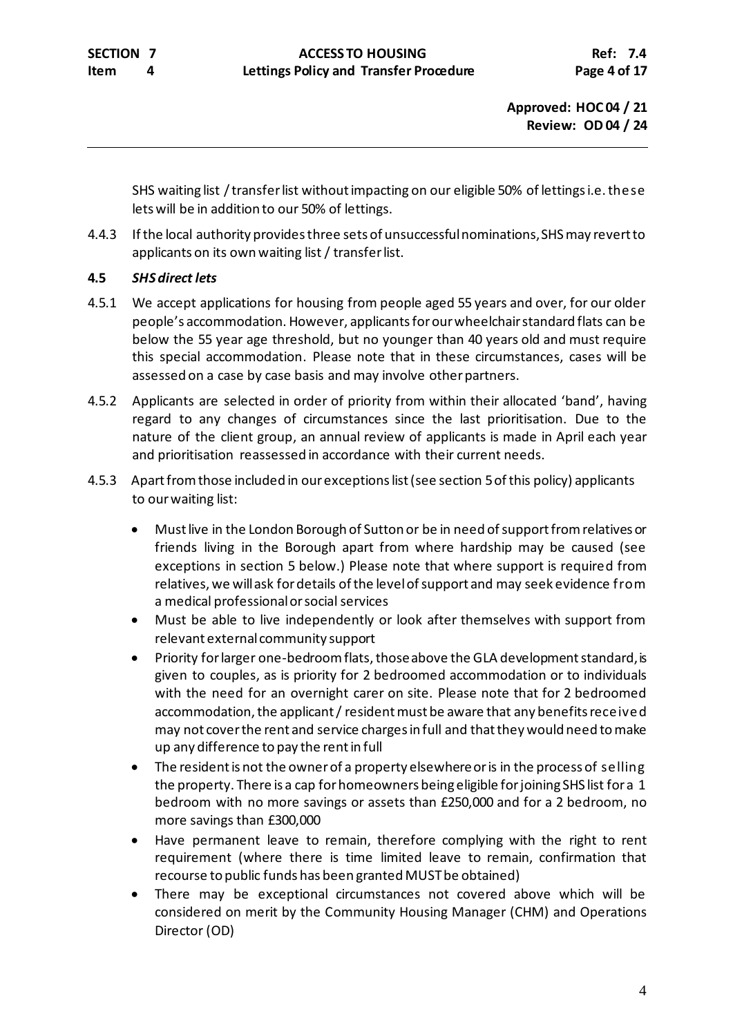SHS waiting list / transfer list without impacting on our eligible 50% of lettings i.e. these lets will be in addition to our 50% of lettings.

4.4.3 If the local authority provides three sets of unsuccessful nominations, SHS may revert to applicants on its own waiting list / transfer list.

**4.5 *SHS direct lets***

4.5.1 We accept applications for housing from people aged 55 years and over, for our older people's accommodation. However, applicants for our wheelchair standard flats can be below the 55 year age threshold, but no younger than 40 years old and must require this special accommodation. Please note that in these circumstances, cases will be assessed on a case by case basis and may involve other partners.

4.5.2 Applicants are selected in order of priority from within their allocated 'band', having regard to any changes of circumstances since the last prioritisation. Due to the nature of the client group, an annual review of applicants is made in April each year and prioritisation reassessed in accordance with their current needs.

4.5.3 Apart from those included in our exceptions list (see section 5 of this policy) applicants to our waiting list:

- Must live in the London Borough of Sutton or be in need of support from relatives or friends living in the Borough apart from where hardship may be caused (see exceptions in section 5 below.) Please note that where support is required from relatives, we will ask for details of the level of support and may seek evidence from a medical professional or social services
- Must be able to live independently or look after themselves with support from relevant external community support
- Priority for larger one-bedroom flats, those above the GLA development standard, is given to couples, as is priority for 2 bedroomed accommodation or to individuals with the need for an overnight carer on site. Please note that for 2 bedroomed accommodation, the applicant / resident must be aware that any benefits received may not cover the rent and service charges in full and that they would need to make up any difference to pay the rent in full
- The resident is not the owner of a property elsewhere or is in the process of selling the property. There is a cap for homeowners being eligible for joining SHS list for a 1 bedroom with no more savings or assets than £250,000 and for a 2 bedroom, no more savings than £300,000
- Have permanent leave to remain, therefore complying with the right to rent requirement (where there is time limited leave to remain, confirmation that recourse to public funds has been granted MUST be obtained)
- There may be exceptional circumstances not covered above which will be considered on merit by the Community Housing Manager (CHM) and Operations Director (OD)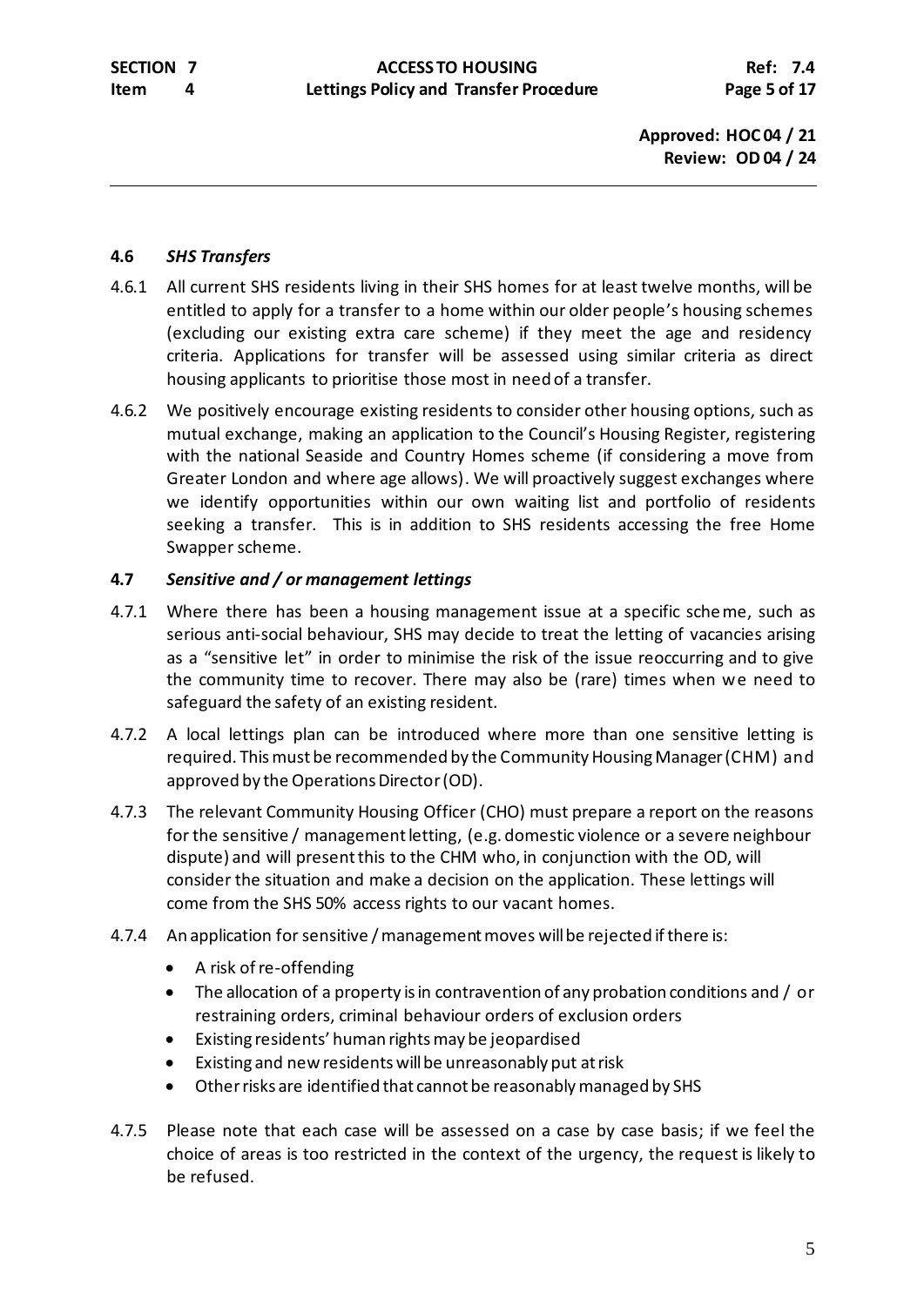### 4.6 *SHS Transfers*

4.6.1 All current SHS residents living in their SHS homes for at least twelve months, will be entitled to apply for a transfer to a home within our older people's housing schemes (excluding our existing extra care scheme) if they meet the age and residency criteria. Applications for transfer will be assessed using similar criteria as direct housing applicants to prioritise those most in need of a transfer.

4.6.2 We positively encourage existing residents to consider other housing options, such as mutual exchange, making an application to the Council's Housing Register, registering with the national Seaside and Country Homes scheme (if considering a move from Greater London and where age allows). We will proactively suggest exchanges where we identify opportunities within our own waiting list and portfolio of residents seeking a transfer. This is in addition to SHS residents accessing the free Home Swapper scheme.

### 4.7 *Sensitive and / or management lettings*

4.7.1 Where there has been a housing management issue at a specific scheme, such as serious anti-social behaviour, SHS may decide to treat the letting of vacancies arising as a "sensitive let" in order to minimise the risk of the issue reoccurring and to give the community time to recover. There may also be (rare) times when we need to safeguard the safety of an existing resident.

4.7.2 A local lettings plan can be introduced where more than one sensitive letting is required. This must be recommended by the Community Housing Manager (CHM) and approved by the Operations Director (OD).

4.7.3 The relevant Community Housing Officer (CHO) must prepare a report on the reasons for the sensitive / management letting, (e.g. domestic violence or a severe neighbour dispute) and will present this to the CHM who, in conjunction with the OD, will consider the situation and make a decision on the application. These lettings will come from the SHS 50% access rights to our vacant homes.

4.7.4 An application for sensitive / management moves will be rejected if there is:

- A risk of re-offending
- The allocation of a property is in contravention of any probation conditions and / or restraining orders, criminal behaviour orders of exclusion orders
- Existing residents' human rights may be jeopardised
- Existing and new residents will be unreasonably put at risk
- Other risks are identified that cannot be reasonably managed by SHS

4.7.5 Please note that each case will be assessed on a case by case basis; if we feel the choice of areas is too restricted in the context of the urgency, the request is likely to be refused.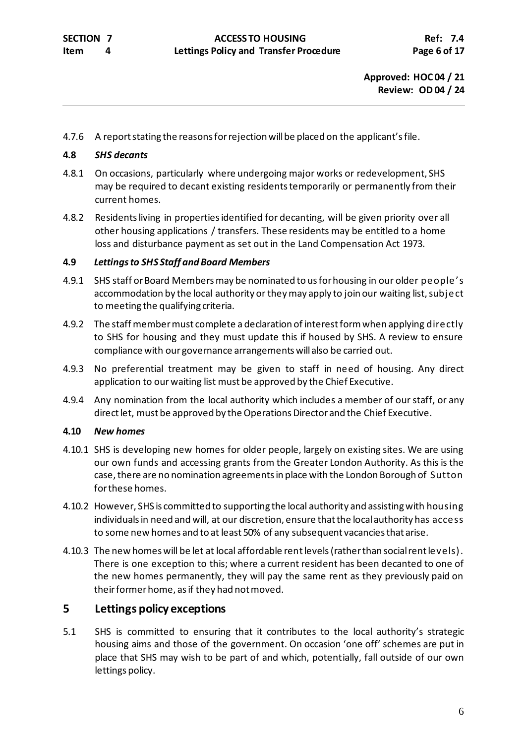4.7.6 A report stating the reasons for rejection will be placed on the applicant's file.

**4.8** ***SHS decants***

4.8.1 On occasions, particularly where undergoing major works or redevelopment, SHS may be required to decant existing residents temporarily or permanently from their current homes.

4.8.2 Residents living in properties identified for decanting, will be given priority over all other housing applications / transfers. These residents may be entitled to a home loss and disturbance payment as set out in the Land Compensation Act 1973.

**4.9** ***Lettings to SHS Staff and Board Members***

4.9.1 SHS staff or Board Members may be nominated to us for housing in our older people's accommodation by the local authority or they may apply to join our waiting list, subject to meeting the qualifying criteria.

4.9.2 The staff member must complete a declaration of interest form when applying directly to SHS for housing and they must update this if housed by SHS. A review to ensure compliance with our governance arrangements will also be carried out.

4.9.3 No preferential treatment may be given to staff in need of housing. Any direct application to our waiting list must be approved by the Chief Executive.

4.9.4 Any nomination from the local authority which includes a member of our staff, or any direct let, must be approved by the Operations Director and the Chief Executive.

**4.10** ***New homes***

4.10.1 SHS is developing new homes for older people, largely on existing sites. We are using our own funds and accessing grants from the Greater London Authority. As this is the case, there are no nomination agreements in place with the London Borough of Sutton for these homes.

4.10.2 However, SHS is committed to supporting the local authority and assisting with housing individuals in need and will, at our discretion, ensure that the local authority has access to some new homes and to at least 50% of any subsequent vacancies that arise.

4.10.3 The new homes will be let at local affordable rent levels (rather than social rent levels). There is one exception to this; where a current resident has been decanted to one of the new homes permanently, they will pay the same rent as they previously paid on their former home, as if they had not moved.

## 5 Lettings policy exceptions

5.1 SHS is committed to ensuring that it contributes to the local authority's strategic housing aims and those of the government. On occasion 'one off' schemes are put in place that SHS may wish to be part of and which, potentially, fall outside of our own lettings policy.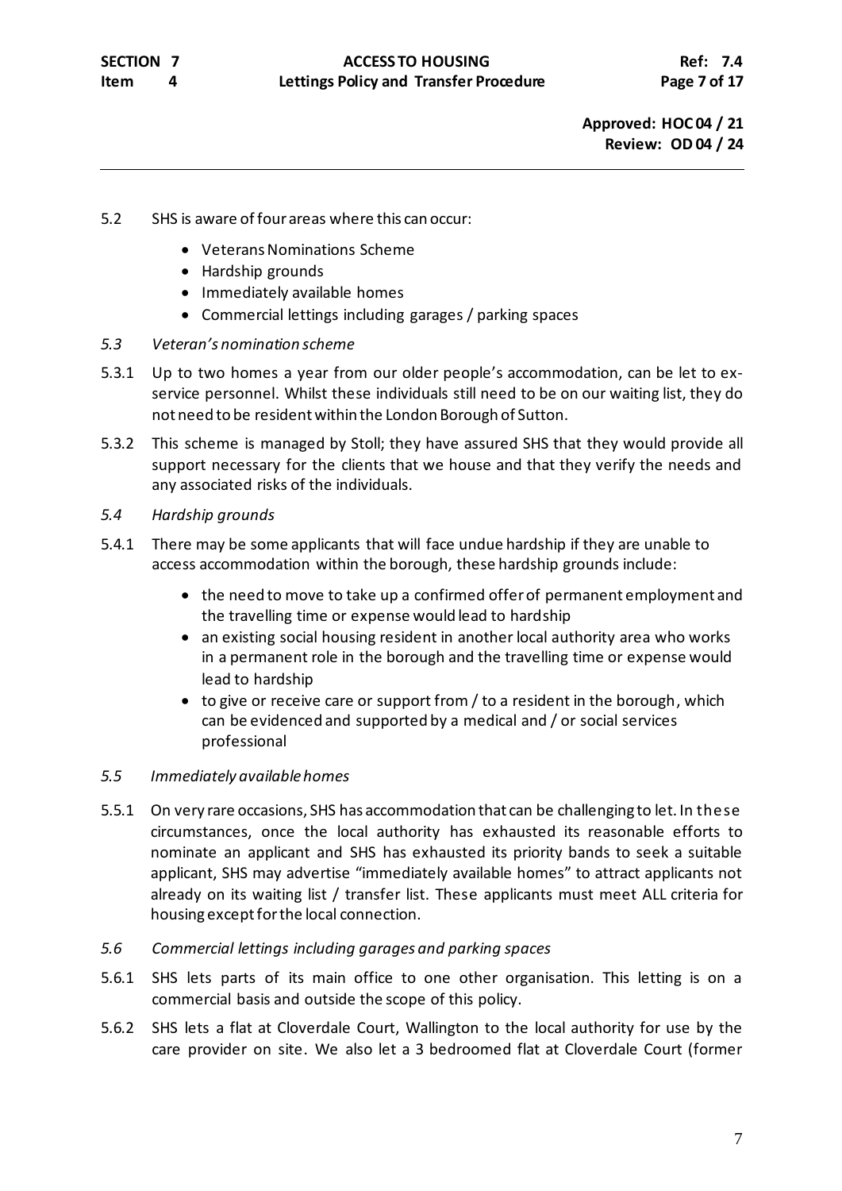5.2 SHS is aware of four areas where this can occur:

- Veterans Nominations Scheme
- Hardship grounds
- Immediately available homes
- Commercial lettings including garages / parking spaces

*5.3 Veteran's nomination scheme*

5.3.1 Up to two homes a year from our older people's accommodation, can be let to ex-service personnel. Whilst these individuals still need to be on our waiting list, they do not need to be resident within the London Borough of Sutton.

5.3.2 This scheme is managed by Stoll; they have assured SHS that they would provide all support necessary for the clients that we house and that they verify the needs and any associated risks of the individuals.

*5.4 Hardship grounds*

5.4.1 There may be some applicants that will face undue hardship if they are unable to access accommodation within the borough, these hardship grounds include:

- the need to move to take up a confirmed offer of permanent employment and the travelling time or expense would lead to hardship
- an existing social housing resident in another local authority area who works in a permanent role in the borough and the travelling time or expense would lead to hardship
- to give or receive care or support from / to a resident in the borough, which can be evidenced and supported by a medical and / or social services professional

*5.5 Immediately available homes*

5.5.1 On very rare occasions, SHS has accommodation that can be challenging to let. In these circumstances, once the local authority has exhausted its reasonable efforts to nominate an applicant and SHS has exhausted its priority bands to seek a suitable applicant, SHS may advertise "immediately available homes" to attract applicants not already on its waiting list / transfer list. These applicants must meet ALL criteria for housing except for the local connection.

*5.6 Commercial lettings including garages and parking spaces*

5.6.1 SHS lets parts of its main office to one other organisation. This letting is on a commercial basis and outside the scope of this policy.

5.6.2 SHS lets a flat at Cloverdale Court, Wallington to the local authority for use by the care provider on site. We also let a 3 bedroomed flat at Cloverdale Court (former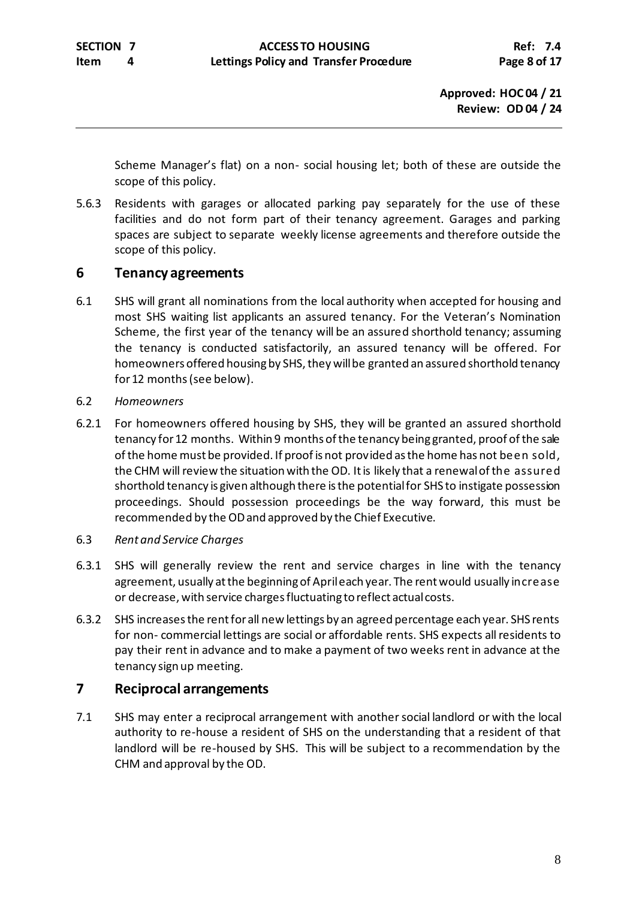Scheme Manager's flat) on a non- social housing let; both of these are outside the scope of this policy.

5.6.3 Residents with garages or allocated parking pay separately for the use of these facilities and do not form part of their tenancy agreement. Garages and parking spaces are subject to separate weekly license agreements and therefore outside the scope of this policy.

## 6 Tenancy agreements

6.1 SHS will grant all nominations from the local authority when accepted for housing and most SHS waiting list applicants an assured tenancy. For the Veteran's Nomination Scheme, the first year of the tenancy will be an assured shorthold tenancy; assuming the tenancy is conducted satisfactorily, an assured tenancy will be offered. For homeowners offered housing by SHS, they will be granted an assured shorthold tenancy for 12 months (see below).

6.2 *Homeowners*

6.2.1 For homeowners offered housing by SHS, they will be granted an assured shorthold tenancy for 12 months. Within 9 months of the tenancy being granted, proof of the sale of the home must be provided. If proof is not provided as the home has not been sold, the CHM will review the situation with the OD. It is likely that a renewal of the assured shorthold tenancy is given although there is the potential for SHS to instigate possession proceedings. Should possession proceedings be the way forward, this must be recommended by the OD and approved by the Chief Executive.

6.3 *Rent and Service Charges*

6.3.1 SHS will generally review the rent and service charges in line with the tenancy agreement, usually at the beginning of April each year. The rent would usually increase or decrease, with service charges fluctuating to reflect actual costs.

6.3.2 SHS increases the rent for all new lettings by an agreed percentage each year. SHS rents for non- commercial lettings are social or affordable rents. SHS expects all residents to pay their rent in advance and to make a payment of two weeks rent in advance at the tenancy sign up meeting.

## 7 Reciprocal arrangements

7.1 SHS may enter a reciprocal arrangement with another social landlord or with the local authority to re-house a resident of SHS on the understanding that a resident of that landlord will be re-housed by SHS. This will be subject to a recommendation by the CHM and approval by the OD.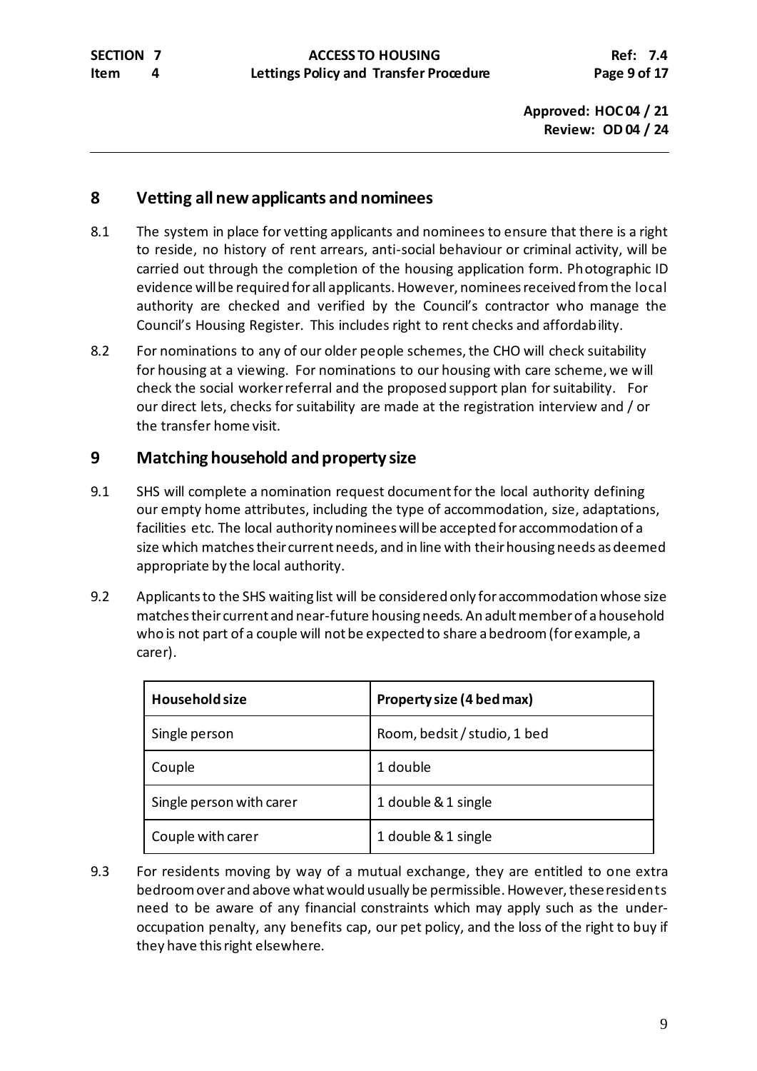## 8 Vetting all new applicants and nominees

8.1 The system in place for vetting applicants and nominees to ensure that there is a right to reside, no history of rent arrears, anti-social behaviour or criminal activity, will be carried out through the completion of the housing application form. Photographic ID evidence will be required for all applicants. However, nominees received from the local authority are checked and verified by the Council's contractor who manage the Council's Housing Register. This includes right to rent checks and affordability.

8.2 For nominations to any of our older people schemes, the CHO will check suitability for housing at a viewing. For nominations to our housing with care scheme, we will check the social worker referral and the proposed support plan for suitability. For our direct lets, checks for suitability are made at the registration interview and / or the transfer home visit.

## 9 Matching household and property size

9.1 SHS will complete a nomination request document for the local authority defining our empty home attributes, including the type of accommodation, size, adaptations, facilities etc. The local authority nominees will be accepted for accommodation of a size which matches their current needs, and in line with their housing needs as deemed appropriate by the local authority.

9.2 Applicants to the SHS waiting list will be considered only for accommodation whose size matches their current and near-future housing needs. An adult member of a household who is not part of a couple will not be expected to share a bedroom (for example, a carer).

| Household size | Property size (4 bed max) |
|---|---|
| Single person | Room, bedsit / studio, 1 bed |
| Couple | 1 double |
| Single person with carer | 1 double & 1 single |
| Couple with carer | 1 double & 1 single |

9.3 For residents moving by way of a mutual exchange, they are entitled to one extra bedroom over and above what would usually be permissible. However, these residents need to be aware of any financial constraints which may apply such as the under-occupation penalty, any benefits cap, our pet policy, and the loss of the right to buy if they have this right elsewhere.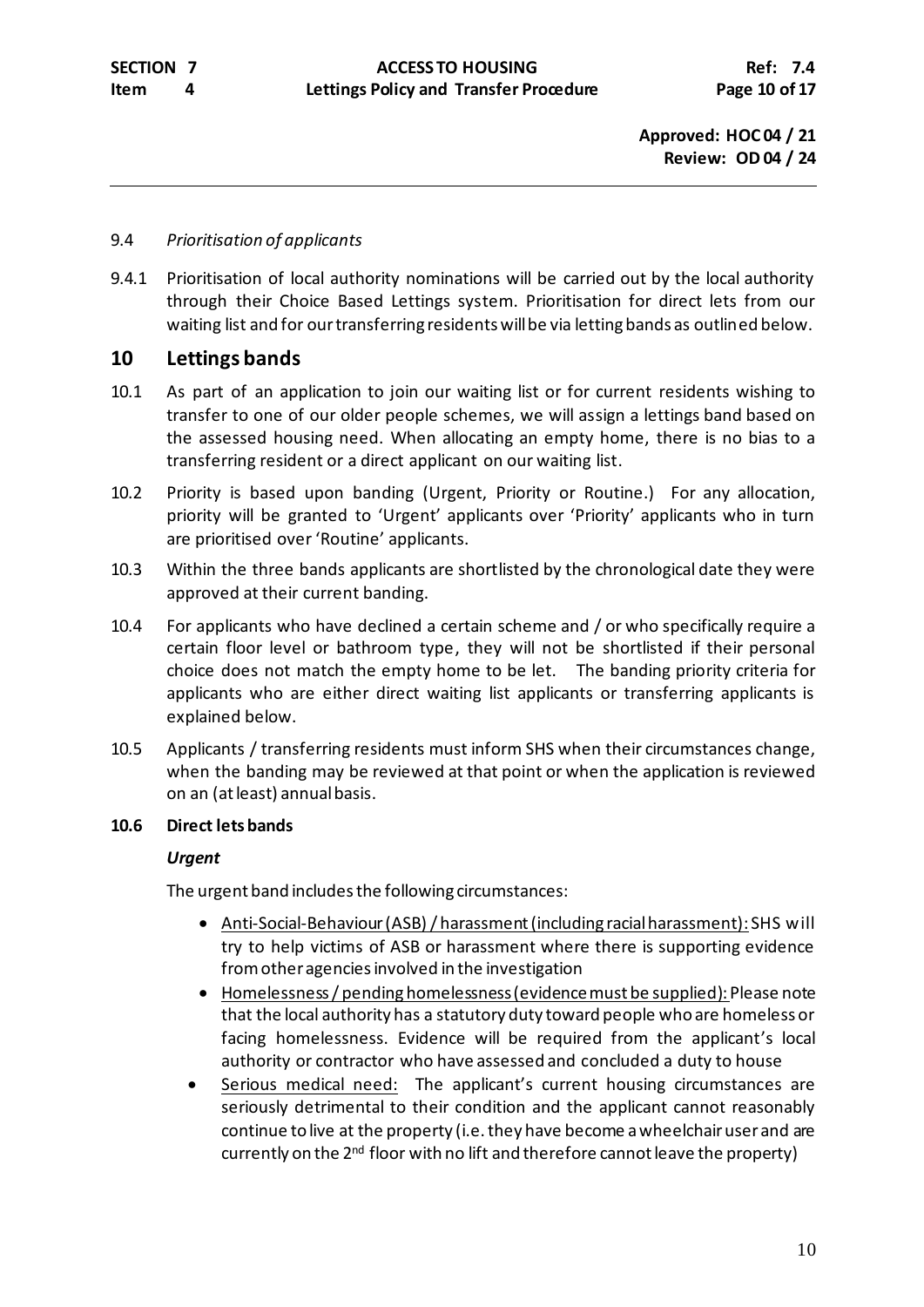9.4 *Prioritisation of applicants*

9.4.1 Prioritisation of local authority nominations will be carried out by the local authority through their Choice Based Lettings system. Prioritisation for direct lets from our waiting list and for our transferring residents will be via letting bands as outlined below.

## 10 Lettings bands

10.1 As part of an application to join our waiting list or for current residents wishing to transfer to one of our older people schemes, we will assign a lettings band based on the assessed housing need. When allocating an empty home, there is no bias to a transferring resident or a direct applicant on our waiting list.

10.2 Priority is based upon banding (Urgent, Priority or Routine.) For any allocation, priority will be granted to 'Urgent' applicants over 'Priority' applicants who in turn are prioritised over 'Routine' applicants.

10.3 Within the three bands applicants are shortlisted by the chronological date they were approved at their current banding.

10.4 For applicants who have declined a certain scheme and / or who specifically require a certain floor level or bathroom type, they will not be shortlisted if their personal choice does not match the empty home to be let. The banding priority criteria for applicants who are either direct waiting list applicants or transferring applicants is explained below.

10.5 Applicants / transferring residents must inform SHS when their circumstances change, when the banding may be reviewed at that point or when the application is reviewed on an (at least) annual basis.

**10.6 Direct lets bands**

***Urgent***

The urgent band includes the following circumstances:

- <u>Anti-Social-Behaviour (ASB) / harassment (including racial harassment):</u> SHS will try to help victims of ASB or harassment where there is supporting evidence from other agencies involved in the investigation
- <u>Homelessness / pending homelessness (evidence must be supplied):</u> Please note that the local authority has a statutory duty toward people who are homeless or facing homelessness. Evidence will be required from the applicant's local authority or contractor who have assessed and concluded a duty to house
- <u>Serious medical need:</u> The applicant's current housing circumstances are seriously detrimental to their condition and the applicant cannot reasonably continue to live at the property (i.e. they have become a wheelchair user and are currently on the 2nd floor with no lift and therefore cannot leave the property)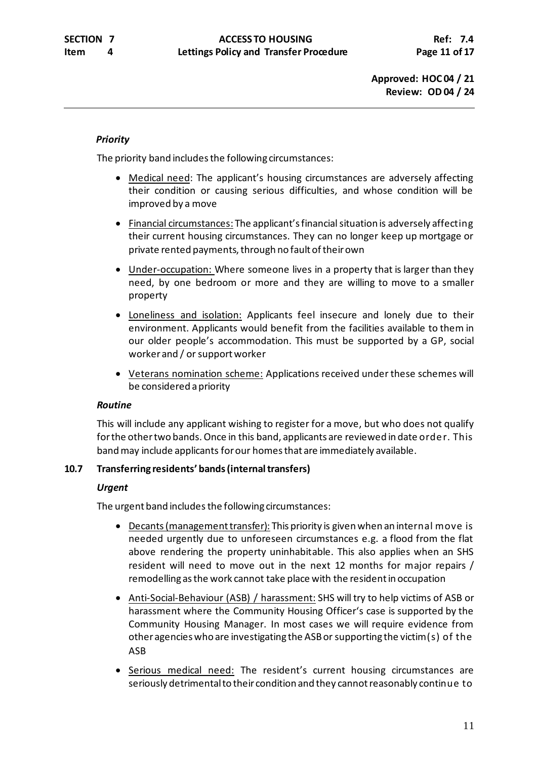*Priority*

The priority band includes the following circumstances:

- Medical need: The applicant's housing circumstances are adversely affecting their condition or causing serious difficulties, and whose condition will be improved by a move
- Financial circumstances: The applicant's financial situation is adversely affecting their current housing circumstances. They can no longer keep up mortgage or private rented payments, through no fault of their own
- Under-occupation: Where someone lives in a property that is larger than they need, by one bedroom or more and they are willing to move to a smaller property
- Loneliness and isolation: Applicants feel insecure and lonely due to their environment. Applicants would benefit from the facilities available to them in our older people's accommodation. This must be supported by a GP, social worker and / or support worker
- Veterans nomination scheme: Applications received under these schemes will be considered a priority

*Routine*

This will include any applicant wishing to register for a move, but who does not qualify for the other two bands. Once in this band, applicants are reviewed in date order. This band may include applicants for our homes that are immediately available.

**10.7 Transferring residents' bands (internal transfers)**

*Urgent*

The urgent band includes the following circumstances:

- Decants (management transfer): This priority is given when an internal move is needed urgently due to unforeseen circumstances e.g. a flood from the flat above rendering the property uninhabitable. This also applies when an SHS resident will need to move out in the next 12 months for major repairs / remodelling as the work cannot take place with the resident in occupation
- Anti-Social-Behaviour (ASB) / harassment: SHS will try to help victims of ASB or harassment where the Community Housing Officer's case is supported by the Community Housing Manager. In most cases we will require evidence from other agencies who are investigating the ASB or supporting the victim(s) of the ASB
- Serious medical need: The resident's current housing circumstances are seriously detrimental to their condition and they cannot reasonably continue to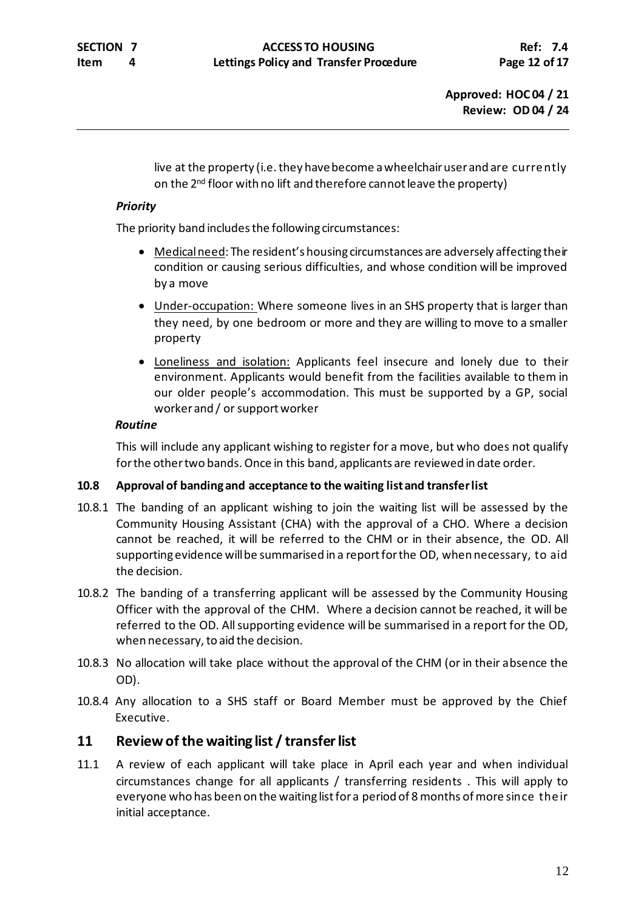live at the property (i.e. they have become a wheelchair user and are currently on the 2nd floor with no lift and therefore cannot leave the property)

***Priority***

The priority band includes the following circumstances:

- Medical need: The resident's housing circumstances are adversely affecting their condition or causing serious difficulties, and whose condition will be improved by a move
- Under-occupation: Where someone lives in an SHS property that is larger than they need, by one bedroom or more and they are willing to move to a smaller property
- Loneliness and isolation: Applicants feel insecure and lonely due to their environment. Applicants would benefit from the facilities available to them in our older people's accommodation. This must be supported by a GP, social worker and / or support worker

***Routine***

This will include any applicant wishing to register for a move, but who does not qualify for the other two bands. Once in this band, applicants are reviewed in date order.

**10.8 Approval of banding and acceptance to the waiting list and transfer list**

10.8.1 The banding of an applicant wishing to join the waiting list will be assessed by the Community Housing Assistant (CHA) with the approval of a CHO. Where a decision cannot be reached, it will be referred to the CHM or in their absence, the OD. All supporting evidence will be summarised in a report for the OD, when necessary, to aid the decision.

10.8.2 The banding of a transferring applicant will be assessed by the Community Housing Officer with the approval of the CHM. Where a decision cannot be reached, it will be referred to the OD. All supporting evidence will be summarised in a report for the OD, when necessary, to aid the decision.

10.8.3 No allocation will take place without the approval of the CHM (or in their absence the OD).

10.8.4 Any allocation to a SHS staff or Board Member must be approved by the Chief Executive.

## 11 Review of the waiting list / transfer list

11.1 A review of each applicant will take place in April each year and when individual circumstances change for all applicants / transferring residents . This will apply to everyone who has been on the waiting list for a period of 8 months of more since their initial acceptance.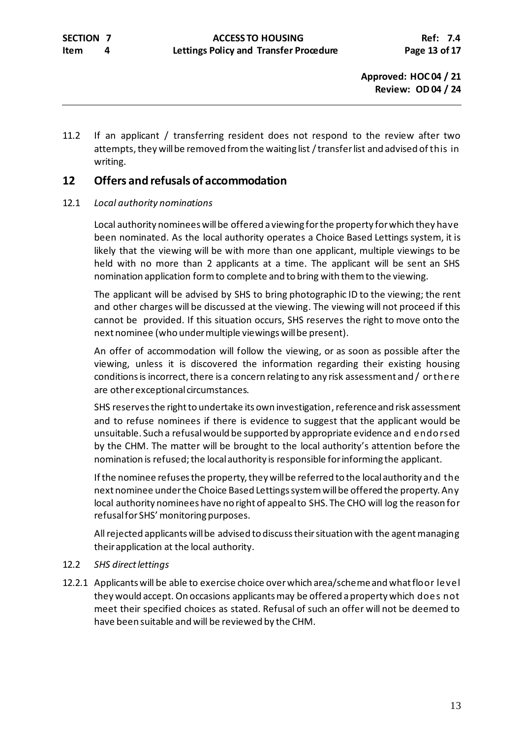11.2 If an applicant / transferring resident does not respond to the review after two attempts, they will be removed from the waiting list / transfer list and advised of this in writing.

## 12 Offers and refusals of accommodation

12.1 *Local authority nominations*

Local authority nominees will be offered a viewing for the property for which they have been nominated. As the local authority operates a Choice Based Lettings system, it is likely that the viewing will be with more than one applicant, multiple viewings to be held with no more than 2 applicants at a time. The applicant will be sent an SHS nomination application form to complete and to bring with them to the viewing.

The applicant will be advised by SHS to bring photographic ID to the viewing; the rent and other charges will be discussed at the viewing. The viewing will not proceed if this cannot be provided. If this situation occurs, SHS reserves the right to move onto the next nominee (who under multiple viewings will be present).

An offer of accommodation will follow the viewing, or as soon as possible after the viewing, unless it is discovered the information regarding their existing housing conditions is incorrect, there is a concern relating to any risk assessment and / or there are other exceptional circumstances.

SHS reserves the right to undertake its own investigation, reference and risk assessment and to refuse nominees if there is evidence to suggest that the applicant would be unsuitable. Such a refusal would be supported by appropriate evidence and endorsed by the CHM. The matter will be brought to the local authority's attention before the nomination is refused; the local authority is responsible for informing the applicant.

If the nominee refuses the property, they will be referred to the local authority and the next nominee under the Choice Based Lettings system will be offered the property. Any local authority nominees have no right of appeal to SHS. The CHO will log the reason for refusal for SHS' monitoring purposes.

All rejected applicants will be advised to discuss their situation with the agent managing their application at the local authority.

12.2 *SHS direct lettings*

12.2.1 Applicants will be able to exercise choice over which area/scheme and what floor level they would accept. On occasions applicants may be offered a property which does not meet their specified choices as stated. Refusal of such an offer will not be deemed to have been suitable and will be reviewed by the CHM.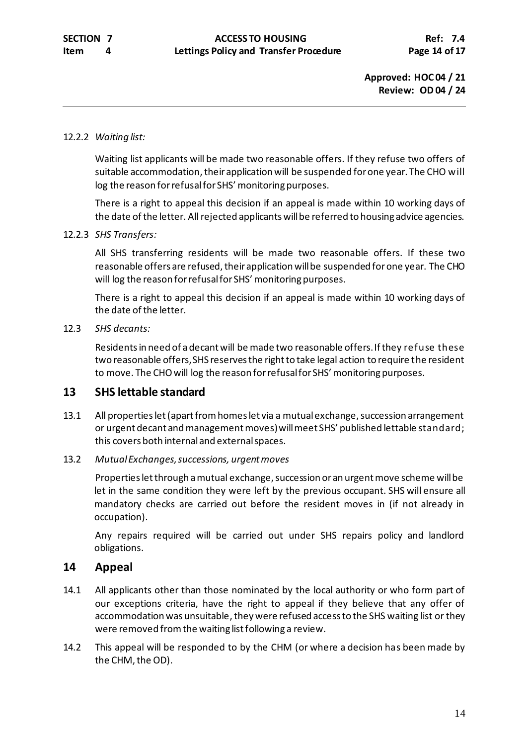12.2.2 *Waiting list:*

Waiting list applicants will be made two reasonable offers. If they refuse two offers of suitable accommodation, their application will be suspended for one year. The CHO will log the reason for refusal for SHS' monitoring purposes.

There is a right to appeal this decision if an appeal is made within 10 working days of the date of the letter. All rejected applicants will be referred to housing advice agencies.

12.2.3 *SHS Transfers:*

All SHS transferring residents will be made two reasonable offers. If these two reasonable offers are refused, their application will be suspended for one year. The CHO will log the reason for refusal for SHS' monitoring purposes.

There is a right to appeal this decision if an appeal is made within 10 working days of the date of the letter.

12.3 *SHS decants:*

Residents in need of a decant will be made two reasonable offers. If they refuse these two reasonable offers, SHS reserves the right to take legal action to require the resident to move. The CHO will log the reason for refusal for SHS' monitoring purposes.

## 13 SHS lettable standard

13.1 All properties let (apart from homes let via a mutual exchange, succession arrangement or urgent decant and management moves) will meet SHS' published lettable standard; this covers both internal and external spaces.

13.2 *Mutual Exchanges, successions, urgent moves*

Properties let through a mutual exchange, succession or an urgent move scheme will be let in the same condition they were left by the previous occupant. SHS will ensure all mandatory checks are carried out before the resident moves in (if not already in occupation).

Any repairs required will be carried out under SHS repairs policy and landlord obligations.

## 14 Appeal

14.1 All applicants other than those nominated by the local authority or who form part of our exceptions criteria, have the right to appeal if they believe that any offer of accommodation was unsuitable, they were refused access to the SHS waiting list or they were removed from the waiting list following a review.

14.2 This appeal will be responded to by the CHM (or where a decision has been made by the CHM, the OD).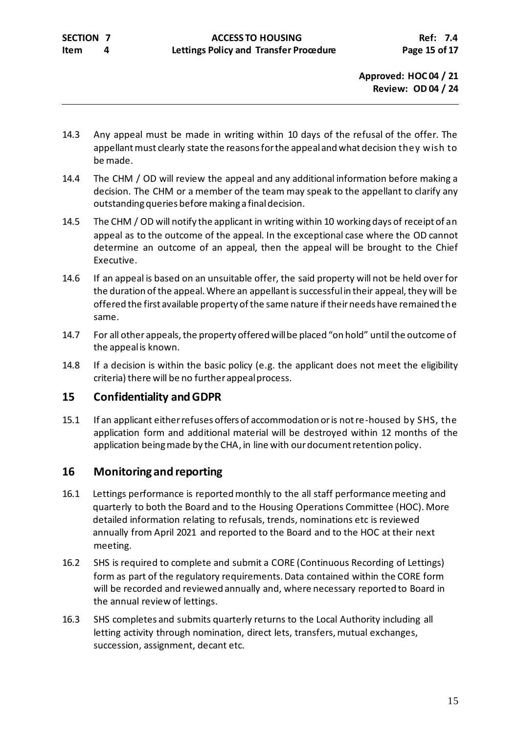14.3 Any appeal must be made in writing within 10 days of the refusal of the offer. The appellant must clearly state the reasons for the appeal and what decision they wish to be made.

14.4 The CHM / OD will review the appeal and any additional information before making a decision. The CHM or a member of the team may speak to the appellant to clarify any outstanding queries before making a final decision.

14.5 The CHM / OD will notify the applicant in writing within 10 working days of receipt of an appeal as to the outcome of the appeal. In the exceptional case where the OD cannot determine an outcome of an appeal, then the appeal will be brought to the Chief Executive.

14.6 If an appeal is based on an unsuitable offer, the said property will not be held over for the duration of the appeal. Where an appellant is successful in their appeal, they will be offered the first available property of the same nature if their needs have remained the same.

14.7 For all other appeals, the property offered will be placed "on hold" until the outcome of the appeal is known.

14.8 If a decision is within the basic policy (e.g. the applicant does not meet the eligibility criteria) there will be no further appeal process.

## 15 Confidentiality and GDPR

15.1 If an applicant either refuses offers of accommodation or is not re-housed by SHS, the application form and additional material will be destroyed within 12 months of the application being made by the CHA, in line with our document retention policy.

## 16 Monitoring and reporting

16.1 Lettings performance is reported monthly to the all staff performance meeting and quarterly to both the Board and to the Housing Operations Committee (HOC). More detailed information relating to refusals, trends, nominations etc is reviewed annually from April 2021 and reported to the Board and to the HOC at their next meeting.

16.2 SHS is required to complete and submit a CORE (Continuous Recording of Lettings) form as part of the regulatory requirements. Data contained within the CORE form will be recorded and reviewed annually and, where necessary reported to Board in the annual review of lettings.

16.3 SHS completes and submits quarterly returns to the Local Authority including all letting activity through nomination, direct lets, transfers, mutual exchanges, succession, assignment, decant etc.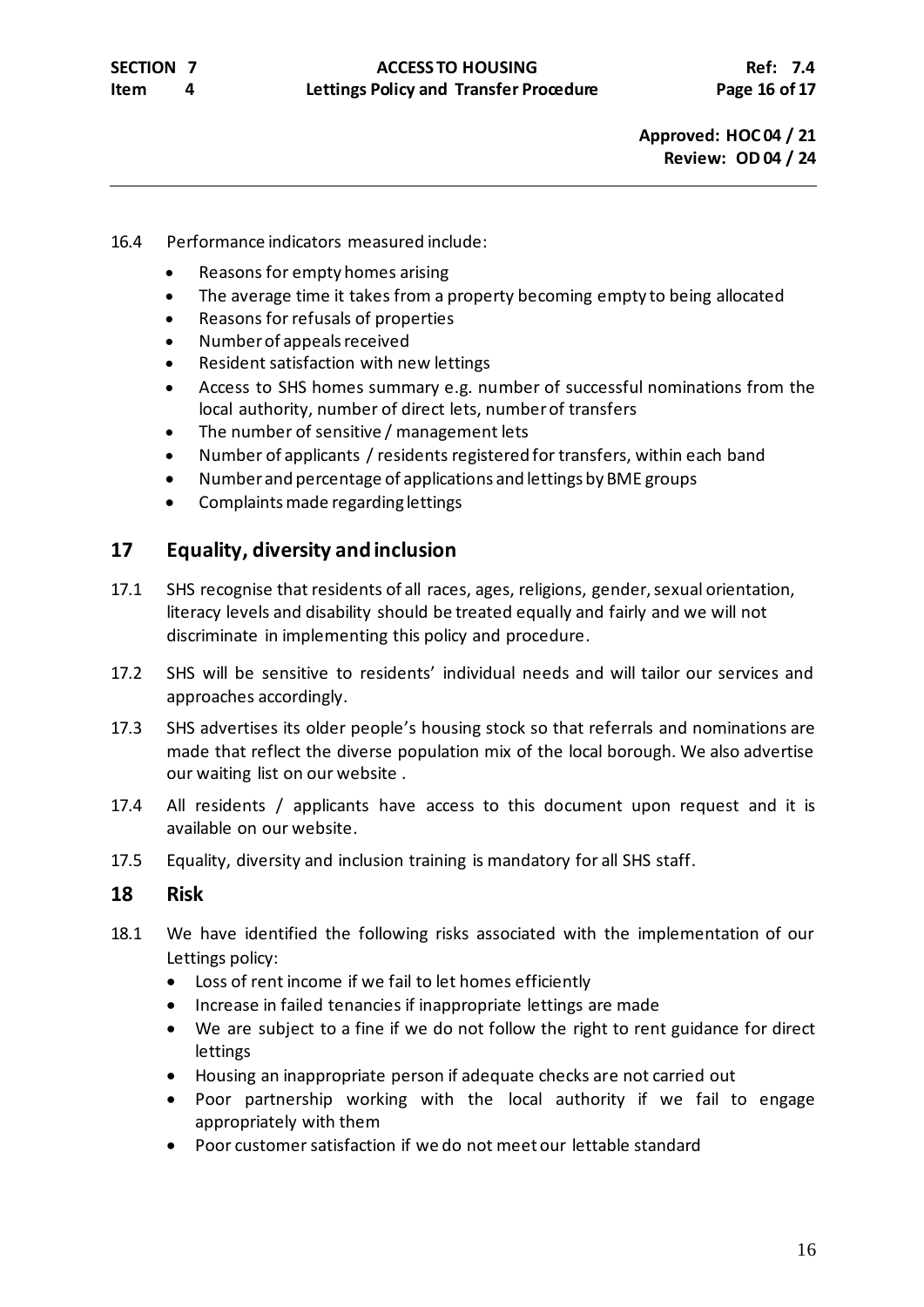16.4 Performance indicators measured include:

- Reasons for empty homes arising
- The average time it takes from a property becoming empty to being allocated
- Reasons for refusals of properties
- Number of appeals received
- Resident satisfaction with new lettings
- Access to SHS homes summary e.g. number of successful nominations from the local authority, number of direct lets, number of transfers
- The number of sensitive / management lets
- Number of applicants / residents registered for transfers, within each band
- Number and percentage of applications and lettings by BME groups
- Complaints made regarding lettings

## 17 Equality, diversity and inclusion

17.1 SHS recognise that residents of all races, ages, religions, gender, sexual orientation, literacy levels and disability should be treated equally and fairly and we will not discriminate in implementing this policy and procedure.

17.2 SHS will be sensitive to residents' individual needs and will tailor our services and approaches accordingly.

17.3 SHS advertises its older people's housing stock so that referrals and nominations are made that reflect the diverse population mix of the local borough. We also advertise our waiting list on our website .

17.4 All residents / applicants have access to this document upon request and it is available on our website.

17.5 Equality, diversity and inclusion training is mandatory for all SHS staff.

## 18 Risk

18.1 We have identified the following risks associated with the implementation of our Lettings policy:

- Loss of rent income if we fail to let homes efficiently
- Increase in failed tenancies if inappropriate lettings are made
- We are subject to a fine if we do not follow the right to rent guidance for direct lettings
- Housing an inappropriate person if adequate checks are not carried out
- Poor partnership working with the local authority if we fail to engage appropriately with them
- Poor customer satisfaction if we do not meet our lettable standard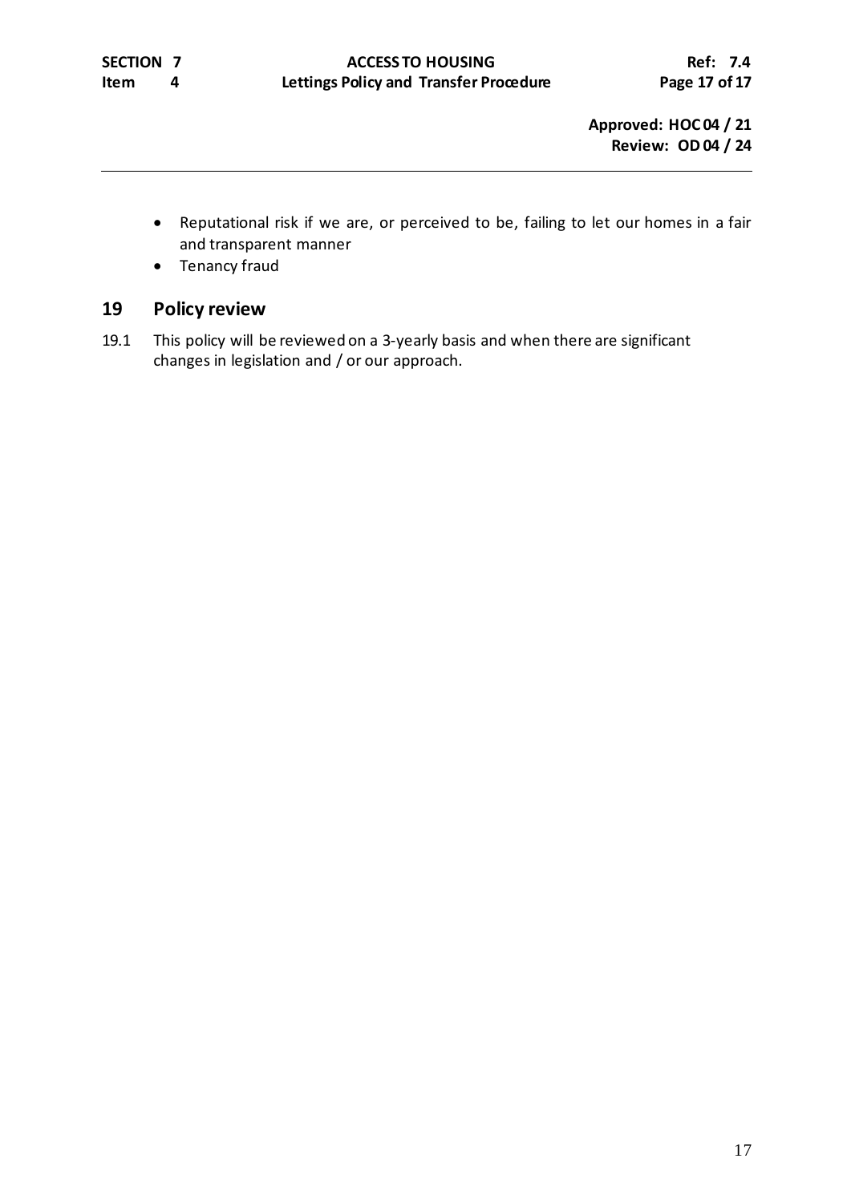- Reputational risk if we are, or perceived to be, failing to let our homes in a fair and transparent manner
- Tenancy fraud

## 19 Policy review

19.1 This policy will be reviewed on a 3-yearly basis and when there are significant changes in legislation and / or our approach.